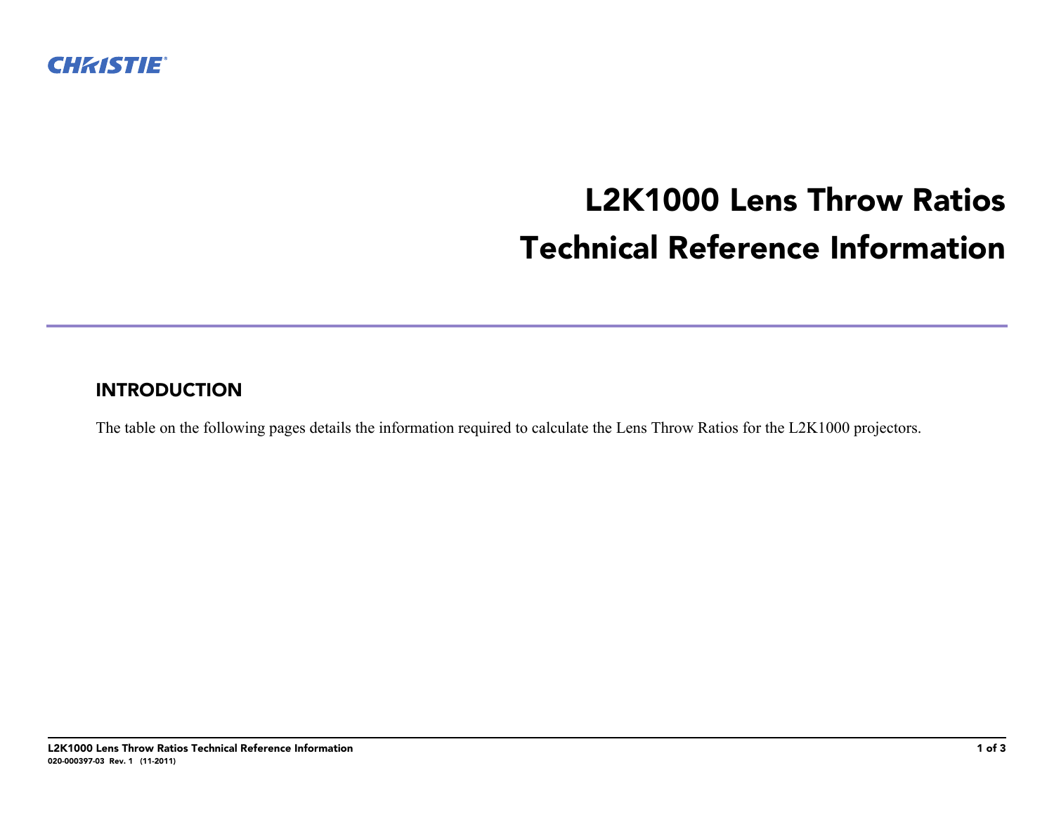# L2K1000 Lens Throw Ratios
# Technical Reference Information

## INTRODUCTION

The table on the following pages details the information required to calculate the Lens Throw Ratios for the L2K1000 projectors.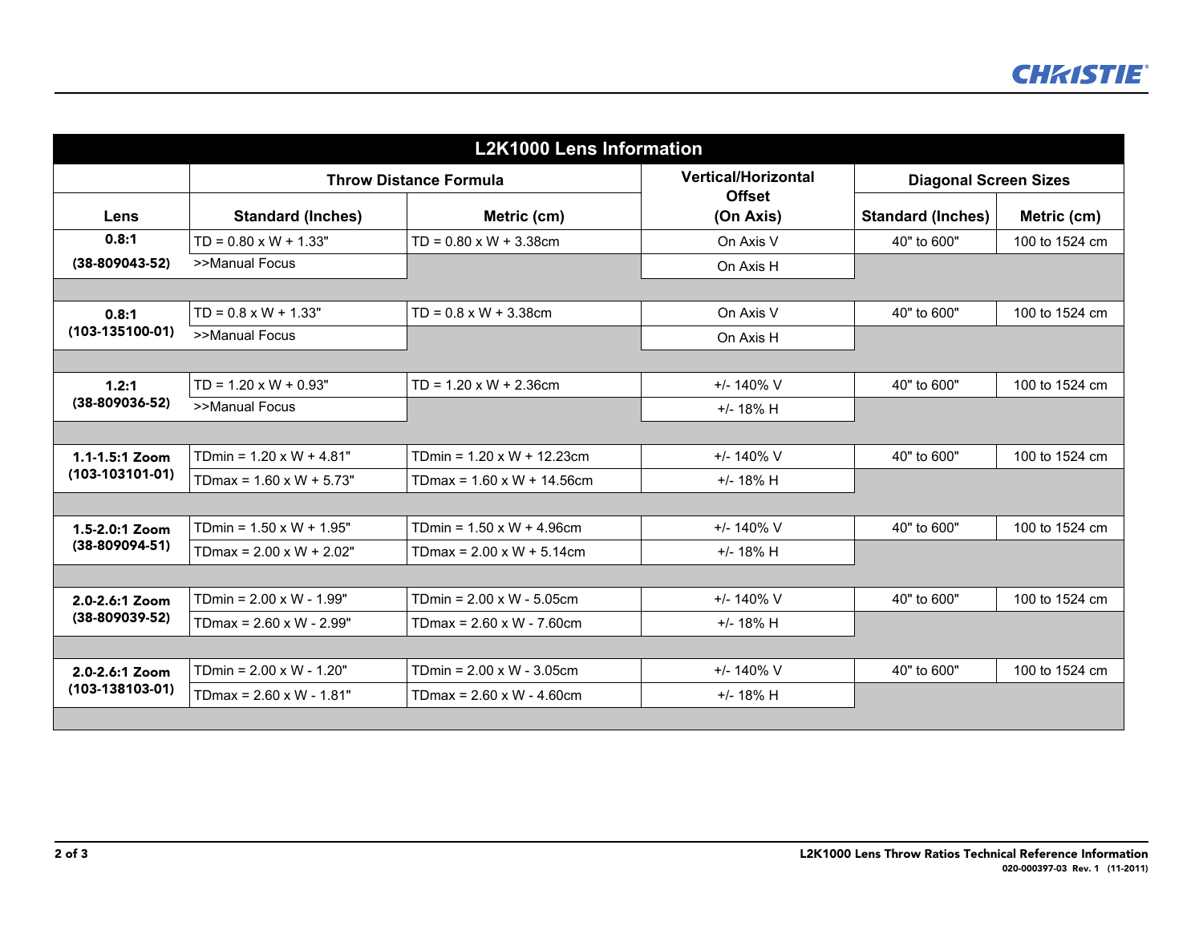## L2K1000 Lens Information

| Lens | Throw Distance Formula | | Vertical/Horizontal Offset (On Axis) | Diagonal Screen Sizes | |
|---|---|---|---|---|---|
| | Standard (Inches) | Metric (cm) | | Standard (Inches) | Metric (cm) |
| **0.8:1** | TD = 0.80 x W + 1.33" | TD = 0.80 x W + 3.38cm | On Axis V | 40" to 600" | 100 to 1524 cm |
| **(38-809043-52)** | >>Manual Focus | | On Axis H | | |
| **0.8:1** | TD = 0.8 x W + 1.33" | TD = 0.8 x W + 3.38cm | On Axis V | 40" to 600" | 100 to 1524 cm |
| **(103-135100-01)** | >>Manual Focus | | On Axis H | | |
| **1.2:1** | TD = 1.20 x W + 0.93" | TD = 1.20 x W + 2.36cm | +/- 140% V | 40" to 600" | 100 to 1524 cm |
| **(38-809036-52)** | >>Manual Focus | | +/- 18% H | | |
| **1.1-1.5:1 Zoom** | TDmin = 1.20 x W + 4.81" | TDmin = 1.20 x W + 12.23cm | +/- 140% V | 40" to 600" | 100 to 1524 cm |
| **(103-103101-01)** | TDmax = 1.60 x W + 5.73" | TDmax = 1.60 x W + 14.56cm | +/- 18% H | | |
| **1.5-2.0:1 Zoom** | TDmin = 1.50 x W + 1.95" | TDmin = 1.50 x W + 4.96cm | +/- 140% V | 40" to 600" | 100 to 1524 cm |
| **(38-809094-51)** | TDmax = 2.00 x W + 2.02" | TDmax = 2.00 x W + 5.14cm | +/- 18% H | | |
| **2.0-2.6:1 Zoom** | TDmin = 2.00 x W - 1.99" | TDmin = 2.00 x W - 5.05cm | +/- 140% V | 40" to 600" | 100 to 1524 cm |
| **(38-809039-52)** | TDmax = 2.60 x W - 2.99" | TDmax = 2.60 x W - 7.60cm | +/- 18% H | | |
| **2.0-2.6:1 Zoom** | TDmin = 2.00 x W - 1.20" | TDmin = 2.00 x W - 3.05cm | +/- 140% V | 40" to 600" | 100 to 1524 cm |
| **(103-138103-01)** | TDmax = 2.60 x W - 1.81" | TDmax = 2.60 x W - 4.60cm | +/- 18% H | | |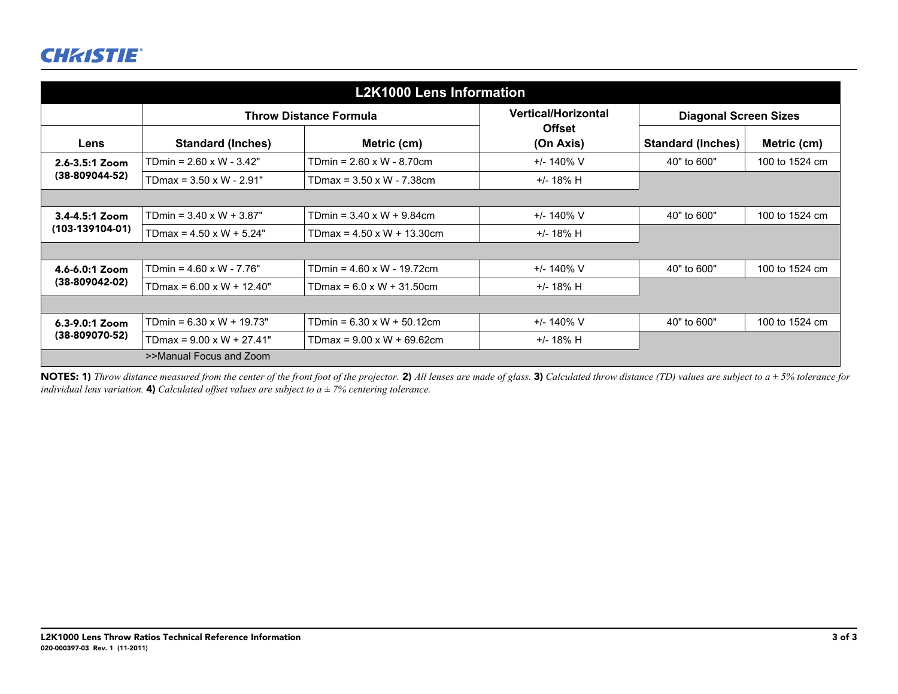## L2K1000 Lens Information

| Lens | Throw Distance Formula | | Vertical/Horizontal Offset (On Axis) | Diagonal Screen Sizes | |
|---|---|---|---|---|---|
| | Standard (Inches) | Metric (cm) | | Standard (Inches) | Metric (cm) |
| **2.6-3.5:1 Zoom (38-809044-52)** | TDmin = 2.60 x W - 3.42" | TDmin = 2.60 x W - 8.70cm | +/- 140% V | 40" to 600" | 100 to 1524 cm |
| | TDmax = 3.50 x W - 2.91" | TDmax = 3.50 x W - 7.38cm | +/- 18% H | | |
| **3.4-4.5:1 Zoom (103-139104-01)** | TDmin = 3.40 x W + 3.87" | TDmin = 3.40 x W + 9.84cm | +/- 140% V | 40" to 600" | 100 to 1524 cm |
| | TDmax = 4.50 x W + 5.24" | TDmax = 4.50 x W + 13.30cm | +/- 18% H | | |
| **4.6-6.0:1 Zoom (38-809042-02)** | TDmin = 4.60 x W - 7.76" | TDmin = 4.60 x W - 19.72cm | +/- 140% V | 40" to 600" | 100 to 1524 cm |
| | TDmax = 6.00 x W + 12.40" | TDmax = 6.0 x W + 31.50cm | +/- 18% H | | |
| **6.3-9.0:1 Zoom (38-809070-52)** | TDmin = 6.30 x W + 19.73" | TDmin = 6.30 x W + 50.12cm | +/- 140% V | 40" to 600" | 100 to 1524 cm |
| | TDmax = 9.00 x W + 27.41" | TDmax = 9.00 x W + 69.62cm | +/- 18% H | | |
| | >>Manual Focus and Zoom | | | | |

**NOTES: 1)** *Throw distance measured from the center of the front foot of the projector.* **2)** *All lenses are made of glass.* **3)** *Calculated throw distance (TD) values are subject to a ± 5% tolerance for individual lens variation.* **4)** *Calculated offset values are subject to a ± 7% centering tolerance.*